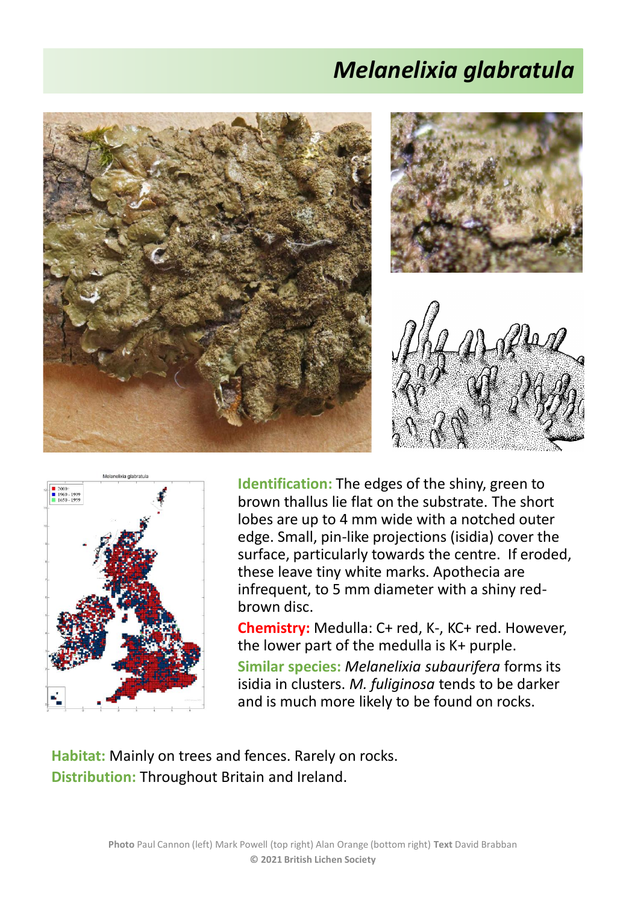# *Melanelixia glabratula*

**Identification:** The edges of the shiny, green to brown thallus lie flat on the substrate. The short lobes are up to 4 mm wide with a notched outer edge. Small, pin-like projections (isidia) cover the surface, particularly towards the centre. If eroded, these leave tiny white marks. Apothecia are infrequent, to 5 mm diameter with a shiny red-brown disc.

**Chemistry:** Medulla: C+ red, K-, KC+ red. However, the lower part of the medulla is K+ purple.

**Similar species:** *Melanelixia subaurifera* forms its isidia in clusters. *M. fuliginosa* tends to be darker and is much more likely to be found on rocks.

**Habitat:** Mainly on trees and fences. Rarely on rocks.

**Distribution:** Throughout Britain and Ireland.

**Photo** Paul Cannon (left) Mark Powell (top right) Alan Orange (bottom right) **Text** David Brabban

**© 2021 British Lichen Society**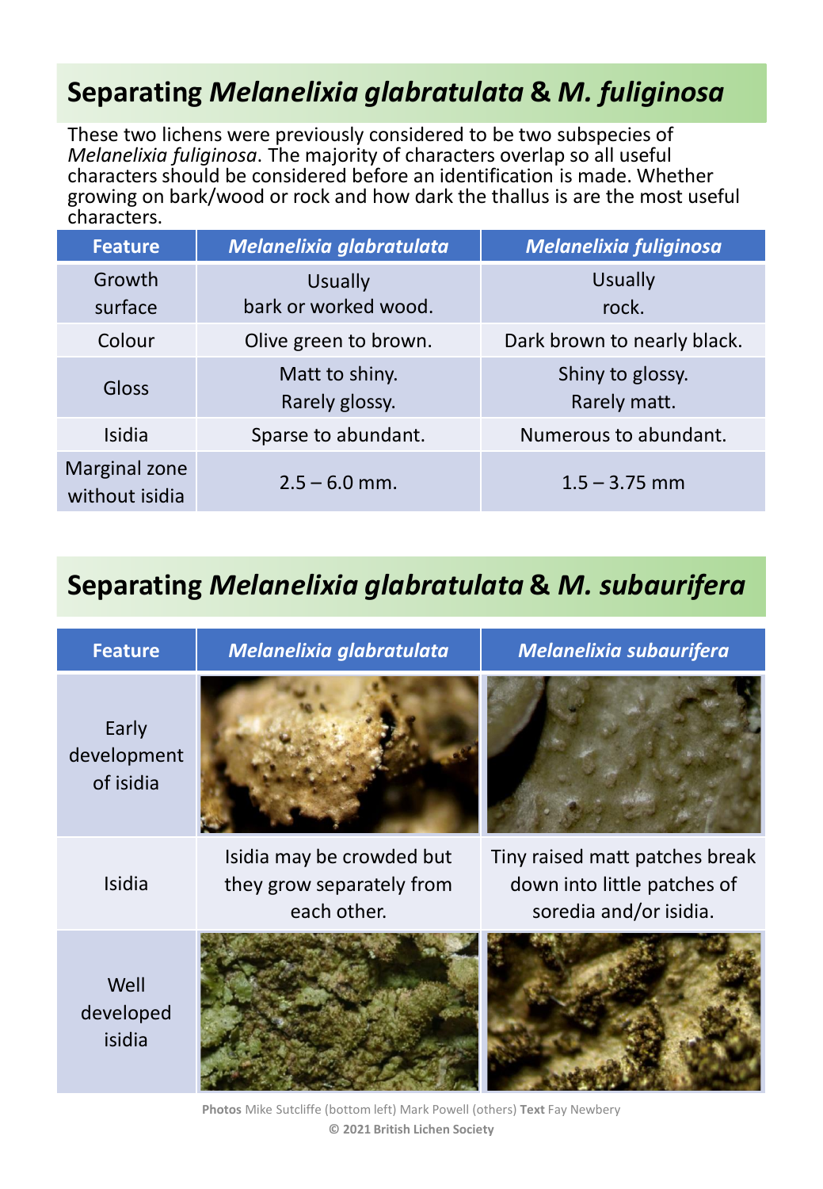## Separating *Melanelixia glabratulata* & *M. fuliginosa*

These two lichens were previously considered to be two subspecies of *Melanelixia fuliginosa*. The majority of characters overlap so all useful characters should be considered before an identification is made. Whether growing on bark/wood or rock and how dark the thallus is are the most useful characters.

| Feature | *Melanelixia glabratulata* | *Melanelixia fuliginosa* |
|---|---|---|
| Growth surface | Usually bark or worked wood. | Usually rock. |
| Colour | Olive green to brown. | Dark brown to nearly black. |
| Gloss | Matt to shiny. Rarely glossy. | Shiny to glossy. Rarely matt. |
| Isidia | Sparse to abundant. | Numerous to abundant. |
| Marginal zone without isidia | 2.5 – 6.0 mm. | 1.5 – 3.75 mm |

## Separating *Melanelixia glabratulata* & *M. subaurifera*

| Feature | *Melanelixia glabratulata* | *Melanelixia subaurifera* |
|---|---|---|
| Early development of isidia | | |
| Isidia | Isidia may be crowded but they grow separately from each other. | Tiny raised matt patches break down into little patches of soredia and/or isidia. |
| Well developed isidia | | |

**Photos** Mike Sutcliffe (bottom left) Mark Powell (others) **Text** Fay Newbery

**© 2021 British Lichen Society**